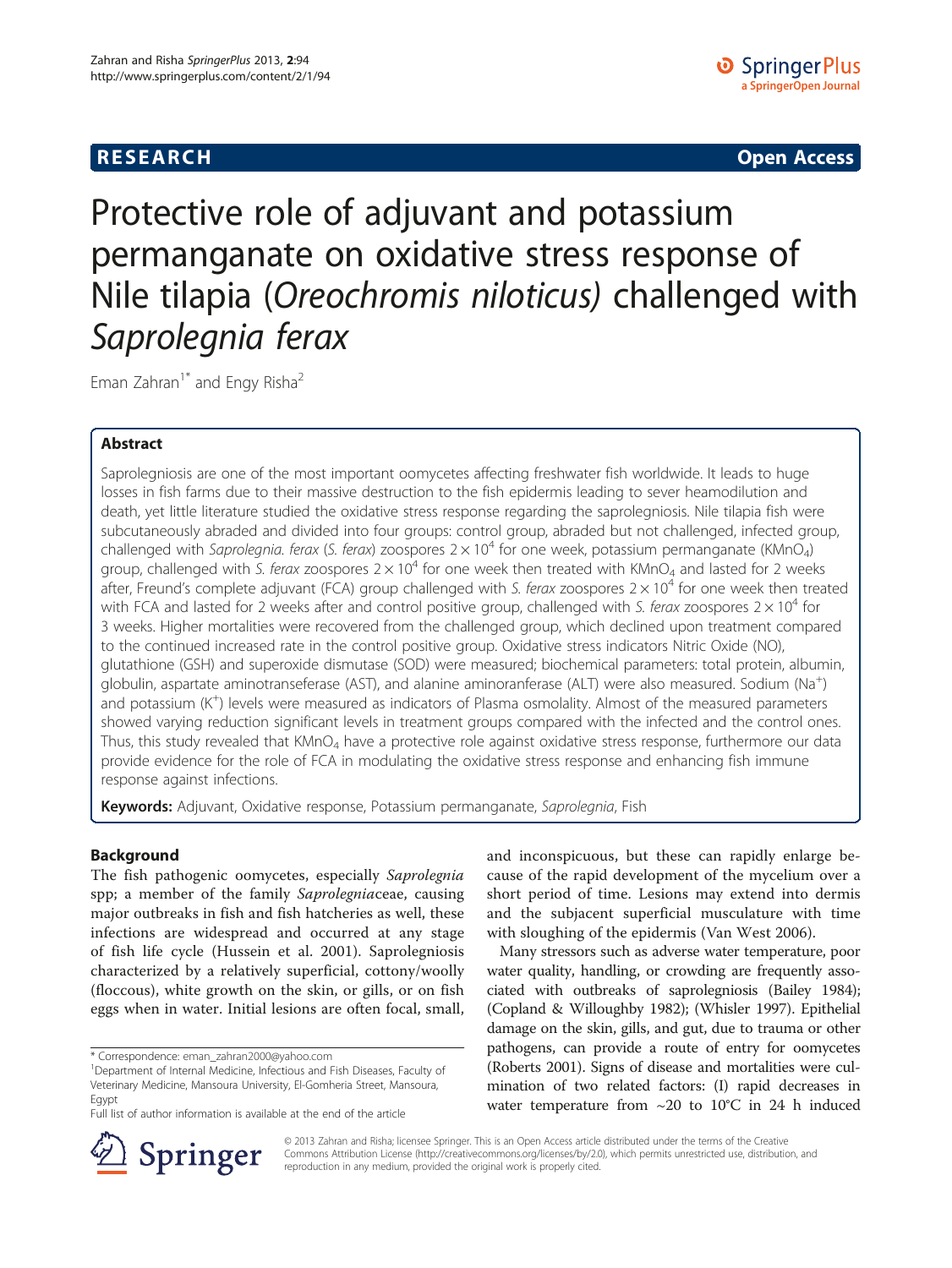**RESEARCH** **Open Access**

# Protective role of adjuvant and potassium permanganate on oxidative stress response of Nile tilapia (*Oreochromis niloticus*) challenged with *Saprolegnia ferax*

Eman Zahran[1*] and Engy Risha[2]

## Abstract

Saprolegniosis are one of the most important oomycetes affecting freshwater fish worldwide. It leads to huge losses in fish farms due to their massive destruction to the fish epidermis leading to sever heamodilution and death, yet little literature studied the oxidative stress response regarding the saprolegniosis. Nile tilapia fish were subcutaneously abraded and divided into four groups: control group, abraded but not challenged, infected group, challenged with *Saprolegnia. ferax* (*S. ferax*) zoospores $2 \times 10^4$ for one week, potassium permanganate ($KMnO_4$) group, challenged with *S. ferax* zoospores $2 \times 10^4$ for one week then treated with $KMnO_4$ and lasted for 2 weeks after, Freund's complete adjuvant (FCA) group challenged with *S. ferax* zoospores $2 \times 10^4$ for one week then treated with FCA and lasted for 2 weeks after and control positive group, challenged with *S. ferax* zoospores $2 \times 10^4$ for 3 weeks. Higher mortalities were recovered from the challenged group, which declined upon treatment compared to the continued increased rate in the control positive group. Oxidative stress indicators Nitric Oxide (NO), glutathione (GSH) and superoxide dismutase (SOD) were measured; biochemical parameters: total protein, albumin, globulin, aspartate aminotranseferase (AST), and alanine aminoranferase (ALT) were also measured. Sodium ($Na^+$) and potassium ($K^+$) levels were measured as indicators of Plasma osmolality. Almost of the measured parameters showed varying reduction significant levels in treatment groups compared with the infected and the control ones. Thus, this study revealed that $KMnO_4$ have a protective role against oxidative stress response, furthermore our data provide evidence for the role of FCA in modulating the oxidative stress response and enhancing fish immune response against infections.

**Keywords:** Adjuvant, Oxidative response, Potassium permanganate, *Saprolegnia*, Fish

## Background

The fish pathogenic oomycetes, especially *Saprolegnia* spp; a member of the family *Saprolegnia*ceae, causing major outbreaks in fish and fish hatcheries as well, these infections are widespread and occurred at any stage of fish life cycle (Hussein et al. 2001). Saprolegniosis characterized by a relatively superficial, cottony/woolly (floccous), white growth on the skin, or gills, or on fish eggs when in water. Initial lesions are often focal, small, and inconspicuous, but these can rapidly enlarge because of the rapid development of the mycelium over a short period of time. Lesions may extend into dermis and the subjacent superficial musculature with time with sloughing of the epidermis (Van West 2006).

Many stressors such as adverse water temperature, poor water quality, handling, or crowding are frequently associated with outbreaks of saprolegniosis (Bailey 1984); (Copland & Willoughby 1982); (Whisler 1997). Epithelial damage on the skin, gills, and gut, due to trauma or other pathogens, can provide a route of entry for oomycetes (Roberts 2001). Signs of disease and mortalities were culmination of two related factors: (I) rapid decreases in water temperature from ~20 to 10°C in 24 h induced

\* Correspondence: eman_zahran2000@yahoo.com
[1]Department of Internal Medicine, Infectious and Fish Diseases, Faculty of Veterinary Medicine, Mansoura University, El-Gomheria Street, Mansoura, Egypt
Full list of author information is available at the end of the article

© 2013 Zahran and Risha; licensee Springer. This is an Open Access article distributed under the terms of the Creative Commons Attribution License (http://creativecommons.org/licenses/by/2.0), which permits unrestricted use, distribution, and reproduction in any medium, provided the original work is properly cited.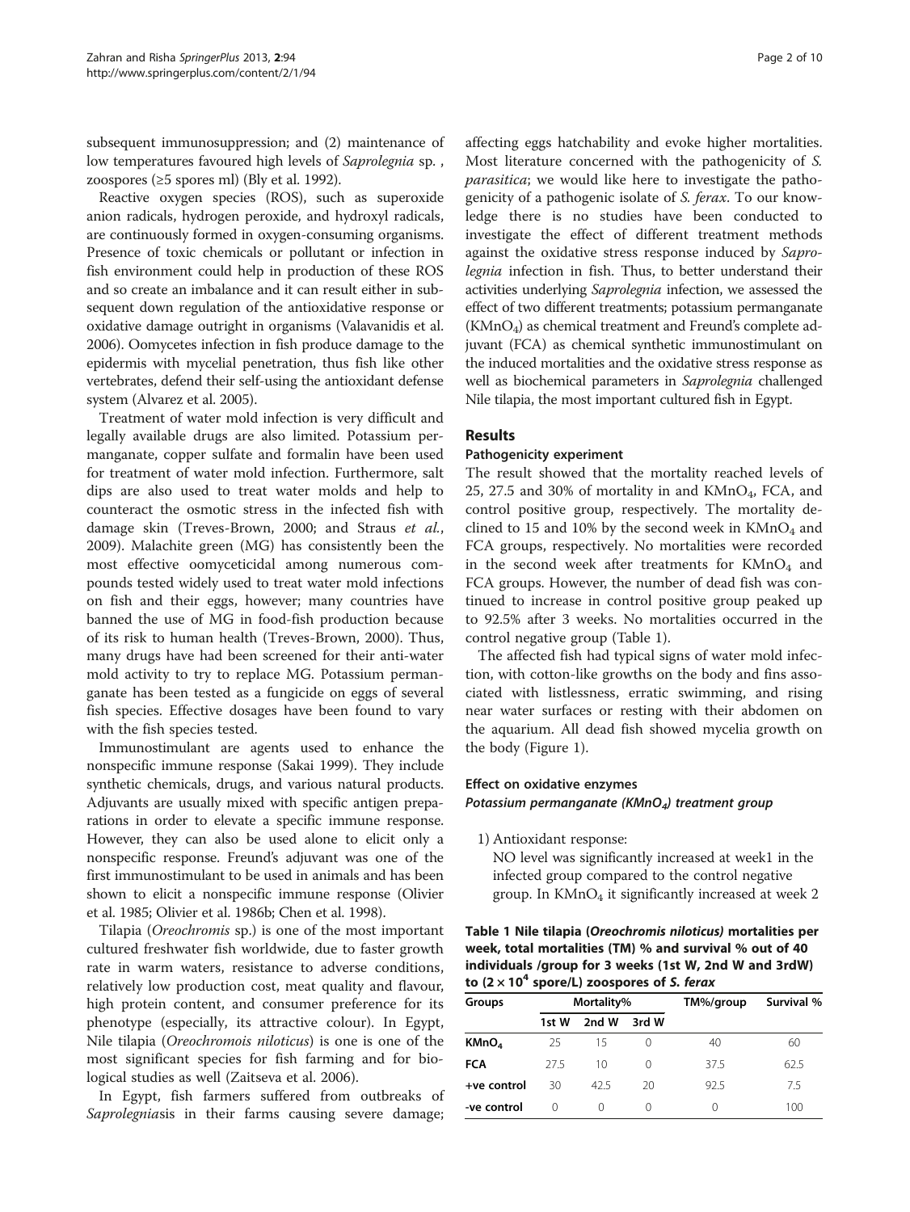subsequent immunosuppression; and (2) maintenance of low temperatures favoured high levels of *Saprolegnia* sp. , zoospores (≥5 spores ml) (Bly et al. 1992).

Reactive oxygen species (ROS), such as superoxide anion radicals, hydrogen peroxide, and hydroxyl radicals, are continuously formed in oxygen-consuming organisms. Presence of toxic chemicals or pollutant or infection in fish environment could help in production of these ROS and so create an imbalance and it can result either in subsequent down regulation of the antioxidative response or oxidative damage outright in organisms (Valavanidis et al. 2006). Oomycetes infection in fish produce damage to the epidermis with mycelial penetration, thus fish like other vertebrates, defend their self-using the antioxidant defense system (Alvarez et al. 2005).

Treatment of water mold infection is very difficult and legally available drugs are also limited. Potassium permanganate, copper sulfate and formalin have been used for treatment of water mold infection. Furthermore, salt dips are also used to treat water molds and help to counteract the osmotic stress in the infected fish with damage skin (Treves-Brown, 2000; and Straus *et al.*, 2009). Malachite green (MG) has consistently been the most effective oomyceticidal among numerous compounds tested widely used to treat water mold infections on fish and their eggs, however; many countries have banned the use of MG in food-fish production because of its risk to human health (Treves-Brown, 2000). Thus, many drugs have had been screened for their anti-water mold activity to try to replace MG. Potassium permanganate has been tested as a fungicide on eggs of several fish species. Effective dosages have been found to vary with the fish species tested.

Immunostimulant are agents used to enhance the nonspecific immune response (Sakai 1999). They include synthetic chemicals, drugs, and various natural products. Adjuvants are usually mixed with specific antigen preparations in order to elevate a specific immune response. However, they can also be used alone to elicit only a nonspecific response. Freund's adjuvant was one of the first immunostimulant to be used in animals and has been shown to elicit a nonspecific immune response (Olivier et al. 1985; Olivier et al. 1986b; Chen et al. 1998).

Tilapia (*Oreochromis* sp.) is one of the most important cultured freshwater fish worldwide, due to faster growth rate in warm waters, resistance to adverse conditions, relatively low production cost, meat quality and flavour, high protein content, and consumer preference for its phenotype (especially, its attractive colour). In Egypt, Nile tilapia (*Oreochromois niloticus*) is one is one of the most significant species for fish farming and for biological studies as well (Zaitseva et al. 2006).

In Egypt, fish farmers suffered from outbreaks of *Saprolegnia*sis in their farms causing severe damage; affecting eggs hatchability and evoke higher mortalities. Most literature concerned with the pathogenicity of *S. parasitica*; we would like here to investigate the pathogenicity of a pathogenic isolate of *S. ferax*. To our knowledge there is no studies have been conducted to investigate the effect of different treatment methods against the oxidative stress response induced by *Saprolegnia* infection in fish. Thus, to better understand their activities underlying *Saprolegnia* infection, we assessed the effect of two different treatments; potassium permanganate ($KMnO_4$) as chemical treatment and Freund's complete adjuvant (FCA) as chemical synthetic immunostimulant on the induced mortalities and the oxidative stress response as well as biochemical parameters in *Saprolegnia* challenged Nile tilapia, the most important cultured fish in Egypt.

## Results

### Pathogenicity experiment

The result showed that the mortality reached levels of 25, 27.5 and 30% of mortality in and $KMnO_4$, FCA, and control positive group, respectively. The mortality declined to 15 and 10% by the second week in $KMnO_4$ and FCA groups, respectively. No mortalities were recorded in the second week after treatments for $KMnO_4$ and FCA groups. However, the number of dead fish was continued to increase in control positive group peaked up to 92.5% after 3 weeks. No mortalities occurred in the control negative group (Table 1).

The affected fish had typical signs of water mold infection, with cotton-like growths on the body and fins associated with listlessness, erratic swimming, and rising near water surfaces or resting with their abdomen on the aquarium. All dead fish showed mycelia growth on the body (Figure 1).

### Effect on oxidative enzymes

#### *Potassium permanganate ($KMnO_4$) treatment group*

1) Antioxidant response:
   NO level was significantly increased at week1 in the infected group compared to the control negative group. In $KMnO_4$ it significantly increased at week 2

**Table 1 Nile tilapia (*Oreochromis niloticus*) mortalities per week, total mortalities (TM) % and survival % out of 40 individuals /group for 3 weeks (1st W, 2nd W and 3rdW) to ($2 \times 10^4$ spore/L) zoospores of *S. ferax***

| Groups | Mortality% | | | TM%/group | Survival % |
|---|---|---|---|---|---|
| | 1st W | 2nd W | 3rd W | | |
| **$KMnO_4$** | 25 | 15 | 0 | 40 | 60 |
| **FCA** | 27.5 | 10 | 0 | 37.5 | 62.5 |
| **+ve control** | 30 | 42.5 | 20 | 92.5 | 7.5 |
| **-ve control** | 0 | 0 | 0 | 0 | 100 |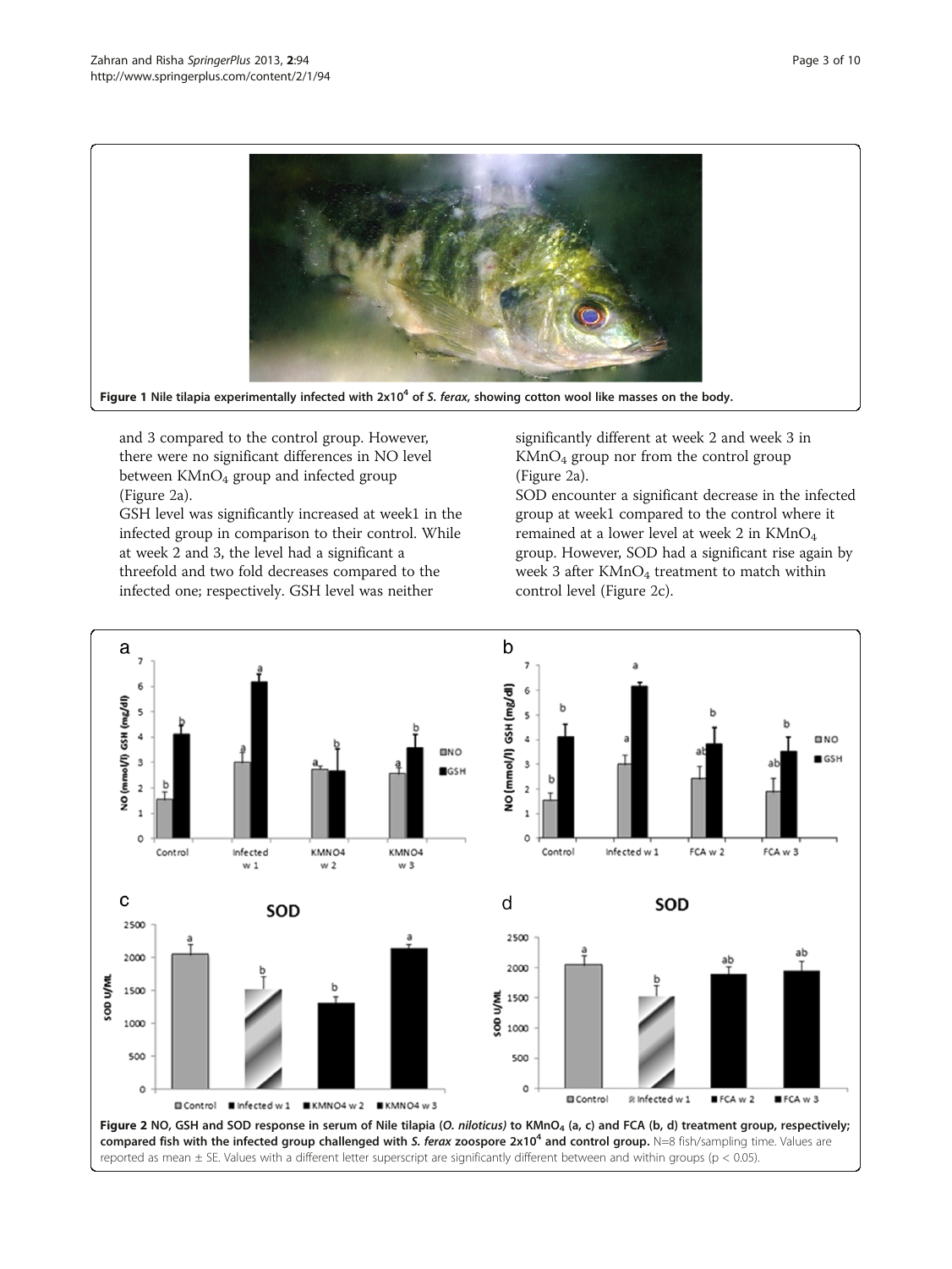Figure 1 Nile tilapia experimentally infected with $2x10^4$ of *S. ferax*, showing cotton wool like masses on the body.

and 3 compared to the control group. However, there were no significant differences in NO level between $KMnO_4$ group and infected group (Figure 2a).

GSH level was significantly increased at week1 in the infected group in comparison to their control. While at week 2 and 3, the level had a significant a threefold and two fold decreases compared to the infected one; respectively. GSH level was neither significantly different at week 2 and week 3 in $KMnO_4$ group nor from the control group (Figure 2a).

SOD encounter a significant decrease in the infected group at week1 compared to the control where it remained at a lower level at week 2 in $KMnO_4$ group. However, SOD had a significant rise again by week 3 after $KMnO_4$ treatment to match within control level (Figure 2c).

Figure 2 NO, GSH and SOD response in serum of Nile tilapia (*O. niloticus*) to $KMnO_4$ (a, c) and FCA (b, d) treatment group, respectively; compared fish with the infected group challenged with *S. ferax* zoospore $2x10^4$ and control group. N=8 fish/sampling time. Values are reported as mean ± SE. Values with a different letter superscript are significantly different between and within groups ($p < 0.05$).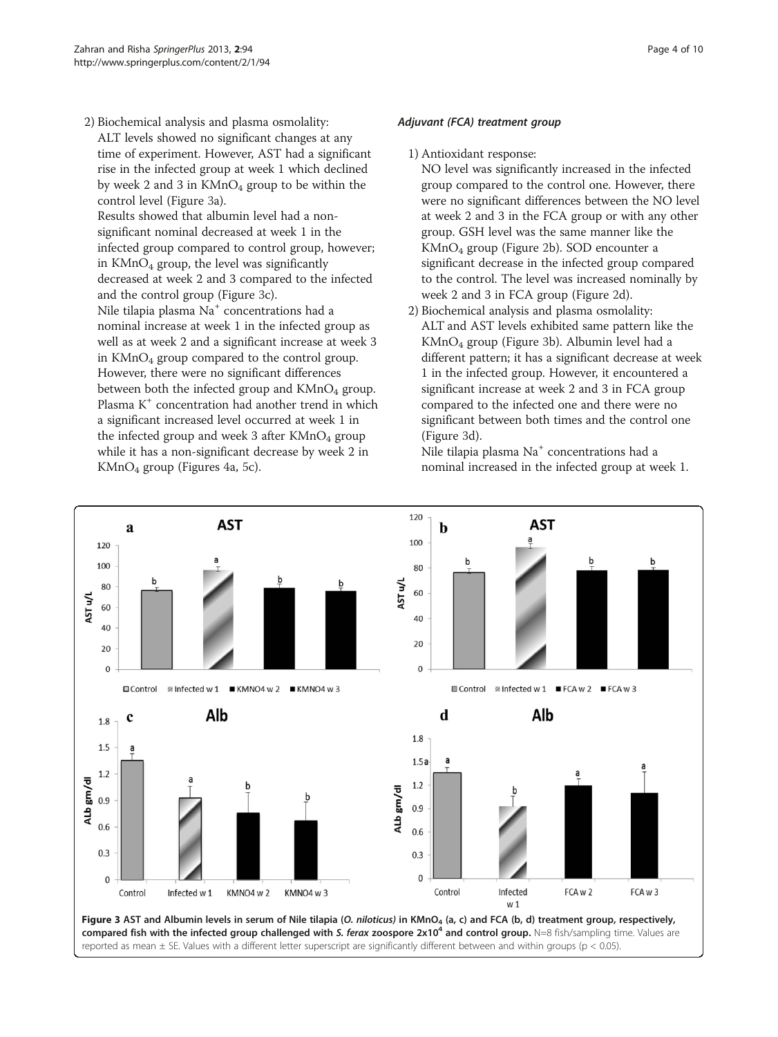2) Biochemical analysis and plasma osmolality:
   ALT levels showed no significant changes at any time of experiment. However, AST had a significant rise in the infected group at week 1 which declined by week 2 and 3 in $KMnO_4$ group to be within the control level (Figure 3a).
   Results showed that albumin level had a non-significant nominal decreased at week 1 in the infected group compared to control group, however; in $KMnO_4$ group, the level was significantly decreased at week 2 and 3 compared to the infected and the control group (Figure 3c).
   Nile tilapia plasma $Na^+$ concentrations had a nominal increase at week 1 in the infected group as well as at week 2 and a significant increase at week 3 in $KMnO_4$ group compared to the control group. However, there were no significant differences between both the infected group and $KMnO_4$ group. Plasma $K^+$ concentration had another trend in which a significant increased level occurred at week 1 in the infected group and week 3 after $KMnO_4$ group while it has a non-significant decrease by week 2 in $KMnO_4$ group (Figures 4a, 5c).

#### *Adjuvant (FCA) treatment group*

1) Antioxidant response:
   NO level was significantly increased in the infected group compared to the control one. However, there were no significant differences between the NO level at week 2 and 3 in the FCA group or with any other group. GSH level was the same manner like the $KMnO_4$ group (Figure 2b). SOD encounter a significant decrease in the infected group compared to the control. The level was increased nominally by week 2 and 3 in FCA group (Figure 2d).
2) Biochemical analysis and plasma osmolality:
   ALT and AST levels exhibited same pattern like the $KMnO_4$ group (Figure 3b). Albumin level had a different pattern; it has a significant decrease at week 1 in the infected group. However, it encountered a significant increase at week 2 and 3 in FCA group compared to the infected one and there were no significant between both times and the control one (Figure 3d).
   Nile tilapia plasma $Na^+$ concentrations had a nominal increased in the infected group at week 1.

**Figure 3 AST and Albumin levels in serum of Nile tilapia (*O. niloticus*) in $KMnO_4$ (a, c) and FCA (b, d) treatment group, respectively, compared fish with the infected group challenged with *S. ferax* zoospore $2x10^4$ and control group.** N=8 fish/sampling time. Values are reported as mean ± SE. Values with a different letter superscript are significantly different between and within groups ($p < 0.05$).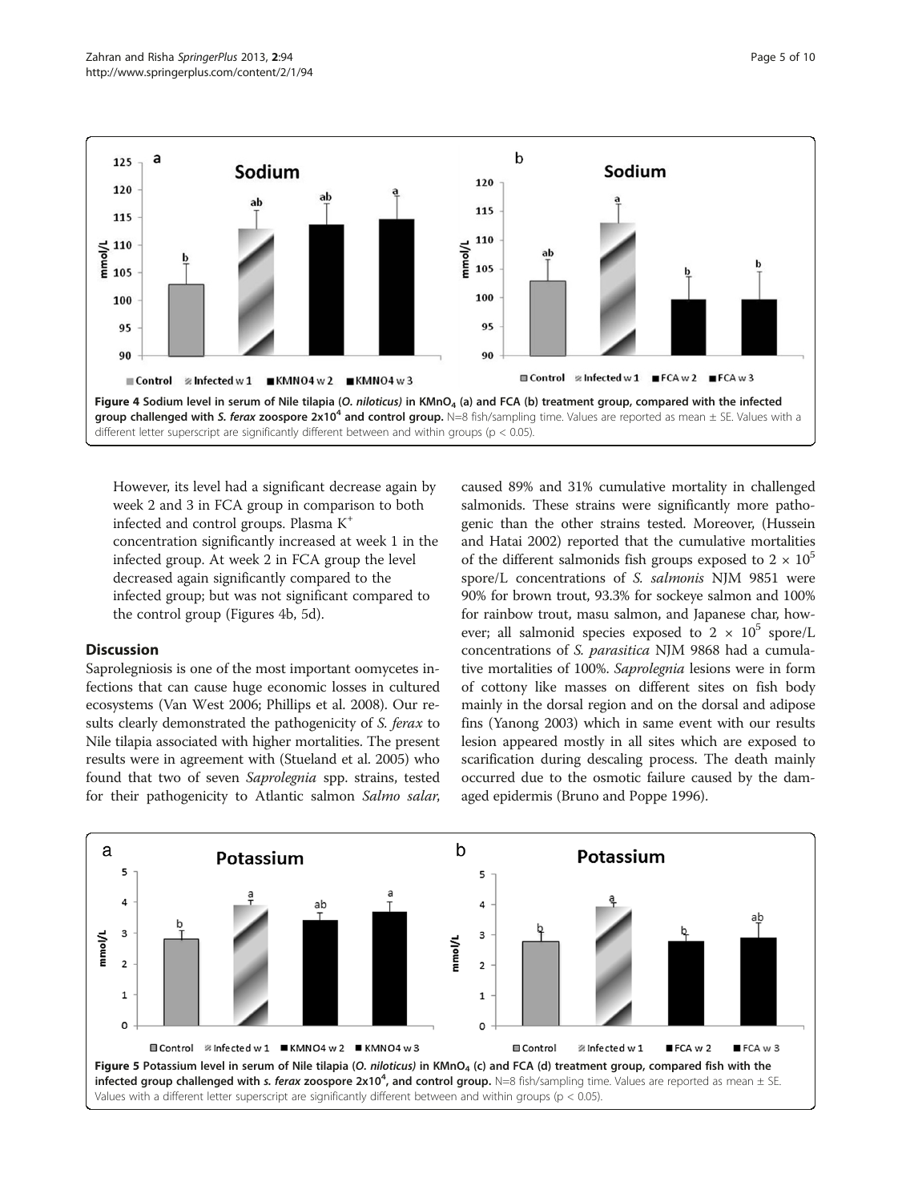Figure 4 Sodium level in serum of Nile tilapia (*O. niloticus*) in $KMnO_4$ (a) and FCA (b) treatment group, compared with the infected group challenged with *S. ferax* zoospore $2x10^4$ and control group. N=8 fish/sampling time. Values are reported as mean ± SE. Values with a different letter superscript are significantly different between and within groups ($p < 0.05$).

However, its level had a significant decrease again by week 2 and 3 in FCA group in comparison to both infected and control groups. Plasma $K^+$ concentration significantly increased at week 1 in the infected group. At week 2 in FCA group the level decreased again significantly compared to the infected group; but was not significant compared to the control group (Figures 4b, 5d).

## Discussion

Saprolegniosis is one of the most important oomycetes infections that can cause huge economic losses in cultured ecosystems (Van West 2006; Phillips et al. 2008). Our results clearly demonstrated the pathogenicity of *S. ferax* to Nile tilapia associated with higher mortalities. The present results were in agreement with (Stueland et al. 2005) who found that two of seven *Saprolegnia* spp. strains, tested for their pathogenicity to Atlantic salmon *Salmo salar*, caused 89% and 31% cumulative mortality in challenged salmonids. These strains were significantly more pathogenic than the other strains tested. Moreover, (Hussein and Hatai 2002) reported that the cumulative mortalities of the different salmonids fish groups exposed to $2 \times 10^5$ spore/L concentrations of *S. salmonis* NJM 9851 were 90% for brown trout, 93.3% for sockeye salmon and 100% for rainbow trout, masu salmon, and Japanese char, however; all salmonid species exposed to $2 \times 10^5$ spore/L concentrations of *S. parasitica* NJM 9868 had a cumulative mortalities of 100%. *Saprolegnia* lesions were in form of cottony like masses on different sites on fish body mainly in the dorsal region and on the dorsal and adipose fins (Yanong 2003) which in same event with our results lesion appeared mostly in all sites which are exposed to scarification during descaling process. The death mainly occurred due to the osmotic failure caused by the damaged epidermis (Bruno and Poppe 1996).

Figure 5 Potassium level in serum of Nile tilapia (*O. niloticus*) in $KMnO_4$ (c) and FCA (d) treatment group, compared fish with the infected group challenged with *s. ferax* zoospore $2x10^4$, and control group. N=8 fish/sampling time. Values are reported as mean ± SE. Values with a different letter superscript are significantly different between and within groups ($p < 0.05$).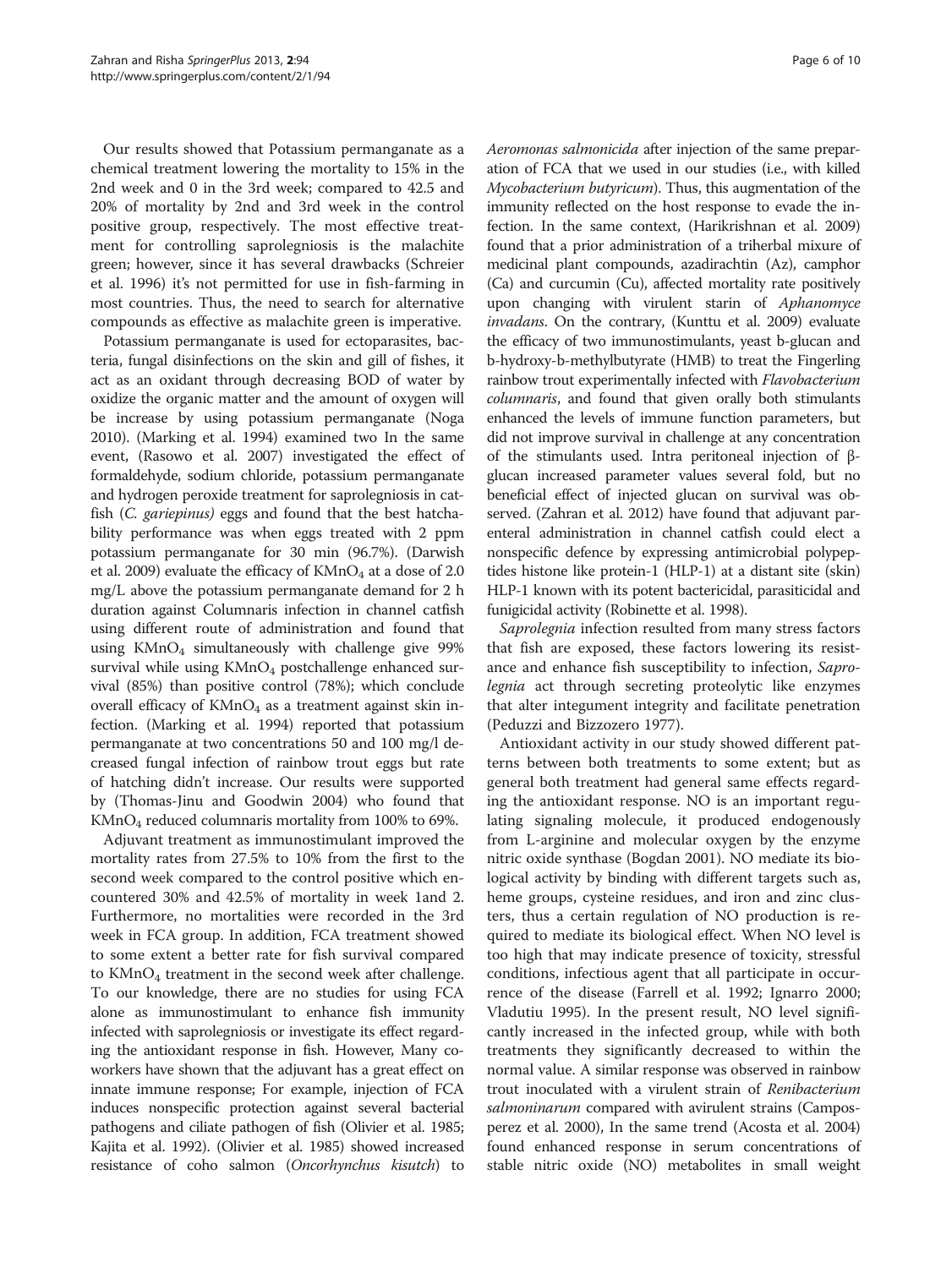Our results showed that Potassium permanganate as a chemical treatment lowering the mortality to 15% in the 2nd week and 0 in the 3rd week; compared to 42.5 and 20% of mortality by 2nd and 3rd week in the control positive group, respectively. The most effective treatment for controlling saprolegniosis is the malachite green; however, since it has several drawbacks (Schreier et al. 1996) it's not permitted for use in fish-farming in most countries. Thus, the need to search for alternative compounds as effective as malachite green is imperative.

Potassium permanganate is used for ectoparasites, bacteria, fungal disinfections on the skin and gill of fishes, it act as an oxidant through decreasing BOD of water by oxidize the organic matter and the amount of oxygen will be increase by using potassium permanganate (Noga 2010). (Marking et al. 1994) examined two In the same event, (Rasowo et al. 2007) investigated the effect of formaldehyde, sodium chloride, potassium permanganate and hydrogen peroxide treatment for saprolegniosis in catfish (*C. gariepinus)* eggs and found that the best hatchability performance was when eggs treated with 2 ppm potassium permanganate for 30 min (96.7%). (Darwish et al. 2009) evaluate the efficacy of $KMnO_4$ at a dose of 2.0 mg/L above the potassium permanganate demand for 2 h duration against Columnaris infection in channel catfish using different route of administration and found that using $KMnO_4$ simultaneously with challenge give 99% survival while using $KMnO_4$ postchallenge enhanced survival (85%) than positive control (78%); which conclude overall efficacy of $KMnO_4$ as a treatment against skin infection. (Marking et al. 1994) reported that potassium permanganate at two concentrations 50 and 100 mg/l decreased fungal infection of rainbow trout eggs but rate of hatching didn't increase. Our results were supported by (Thomas-Jinu and Goodwin 2004) who found that $KMnO_4$ reduced columnaris mortality from 100% to 69%.

Adjuvant treatment as immunostimulant improved the mortality rates from 27.5% to 10% from the first to the second week compared to the control positive which encountered 30% and 42.5% of mortality in week 1and 2. Furthermore, no mortalities were recorded in the 3rd week in FCA group. In addition, FCA treatment showed to some extent a better rate for fish survival compared to $KMnO_4$ treatment in the second week after challenge. To our knowledge, there are no studies for using FCA alone as immunostimulant to enhance fish immunity infected with saprolegniosis or investigate its effect regarding the antioxidant response in fish. However, Many coworkers have shown that the adjuvant has a great effect on innate immune response; For example, injection of FCA induces nonspecific protection against several bacterial pathogens and ciliate pathogen of fish (Olivier et al. 1985; Kajita et al. 1992). (Olivier et al. 1985) showed increased resistance of coho salmon (*Oncorhynchus kisutch*) to *Aeromonas salmonicida* after injection of the same preparation of FCA that we used in our studies (i.e., with killed *Mycobacterium butyricum*). Thus, this augmentation of the immunity reflected on the host response to evade the infection. In the same context, (Harikrishnan et al. 2009) found that a prior administration of a triherbal mixure of medicinal plant compounds, azadirachtin (Az), camphor (Ca) and curcumin (Cu), affected mortality rate positively upon changing with virulent starin of *Aphanomyce invadans*. On the contrary, (Kunttu et al. 2009) evaluate the efficacy of two immunostimulants, yeast b-glucan and b-hydroxy-b-methylbutyrate (HMB) to treat the Fingerling rainbow trout experimentally infected with *Flavobacterium columnaris*, and found that given orally both stimulants enhanced the levels of immune function parameters, but did not improve survival in challenge at any concentration of the stimulants used. Intra peritoneal injection of β-glucan increased parameter values several fold, but no beneficial effect of injected glucan on survival was observed. (Zahran et al. 2012) have found that adjuvant parenteral administration in channel catfish could elect a nonspecific defence by expressing antimicrobial polypeptides histone like protein-1 (HLP-1) at a distant site (skin) HLP-1 known with its potent bactericidal, parasiticidal and funigicidal activity (Robinette et al. 1998).

*Saprolegnia* infection resulted from many stress factors that fish are exposed, these factors lowering its resistance and enhance fish susceptibility to infection, *Saprolegnia* act through secreting proteolytic like enzymes that alter integument integrity and facilitate penetration (Peduzzi and Bizzozero 1977).

Antioxidant activity in our study showed different patterns between both treatments to some extent; but as general both treatment had general same effects regarding the antioxidant response. NO is an important regulating signaling molecule, it produced endogenously from L-arginine and molecular oxygen by the enzyme nitric oxide synthase (Bogdan 2001). NO mediate its biological activity by binding with different targets such as, heme groups, cysteine residues, and iron and zinc clusters, thus a certain regulation of NO production is required to mediate its biological effect. When NO level is too high that may indicate presence of toxicity, stressful conditions, infectious agent that all participate in occurrence of the disease (Farrell et al. 1992; Ignarro 2000; Vladutiu 1995). In the present result, NO level significantly increased in the infected group, while with both treatments they significantly decreased to within the normal value. A similar response was observed in rainbow trout inoculated with a virulent strain of *Renibacterium salmoninarum* compared with avirulent strains (Camposperez et al. 2000), In the same trend (Acosta et al. 2004) found enhanced response in serum concentrations of stable nitric oxide (NO) metabolites in small weight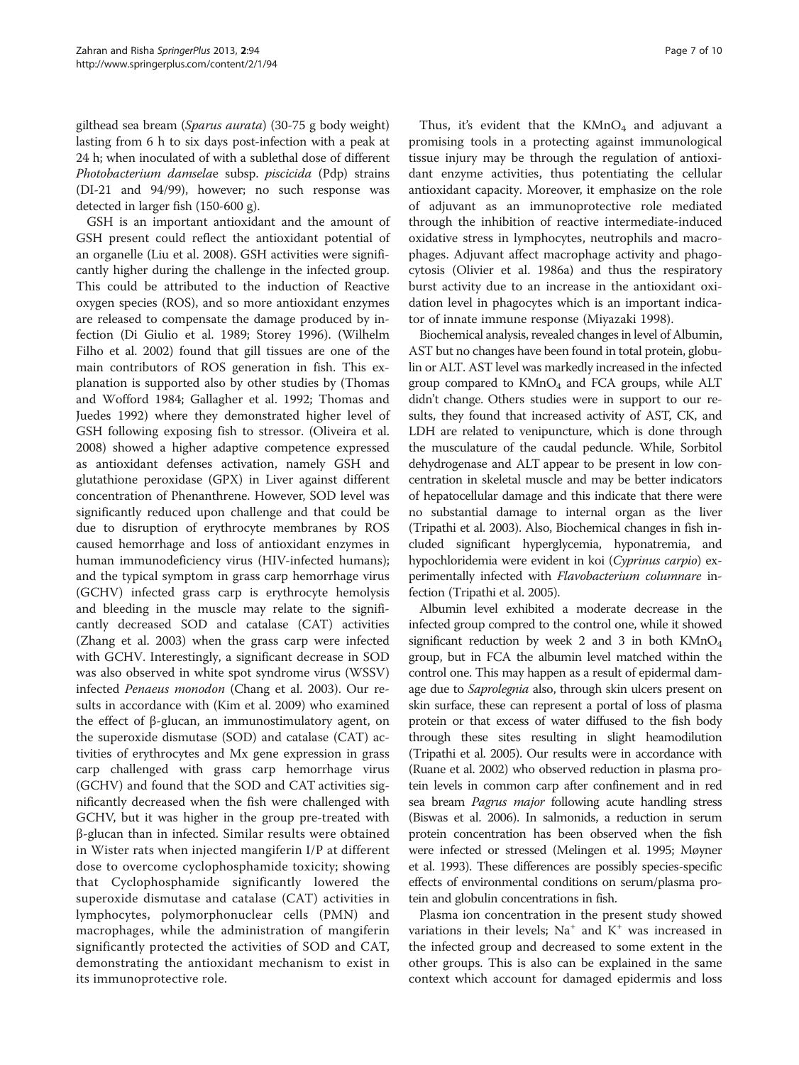gilthead sea bream (*Sparus aurata*) (30-75 g body weight) lasting from 6 h to six days post-infection with a peak at 24 h; when inoculated of with a sublethal dose of different *Photobacterium damselae* subsp. *piscicida* (Pdp) strains (DI-21 and 94/99), however; no such response was detected in larger fish (150-600 g).

GSH is an important antioxidant and the amount of GSH present could reflect the antioxidant potential of an organelle (Liu et al. 2008). GSH activities were significantly higher during the challenge in the infected group. This could be attributed to the induction of Reactive oxygen species (ROS), and so more antioxidant enzymes are released to compensate the damage produced by infection (Di Giulio et al. 1989; Storey 1996). (Wilhelm Filho et al. 2002) found that gill tissues are one of the main contributors of ROS generation in fish. This explanation is supported also by other studies by (Thomas and Wofford 1984; Gallagher et al. 1992; Thomas and Juedes 1992) where they demonstrated higher level of GSH following exposing fish to stressor. (Oliveira et al. 2008) showed a higher adaptive competence expressed as antioxidant defenses activation, namely GSH and glutathione peroxidase (GPX) in Liver against different concentration of Phenanthrene. However, SOD level was significantly reduced upon challenge and that could be due to disruption of erythrocyte membranes by ROS caused hemorrhage and loss of antioxidant enzymes in human immunodeficiency virus (HIV-infected humans); and the typical symptom in grass carp hemorrhage virus (GCHV) infected grass carp is erythrocyte hemolysis and bleeding in the muscle may relate to the significantly decreased SOD and catalase (CAT) activities (Zhang et al. 2003) when the grass carp were infected with GCHV. Interestingly, a significant decrease in SOD was also observed in white spot syndrome virus (WSSV) infected *Penaeus monodon* (Chang et al. 2003). Our results in accordance with (Kim et al. 2009) who examined the effect of β-glucan, an immunostimulatory agent, on the superoxide dismutase (SOD) and catalase (CAT) activities of erythrocytes and Mx gene expression in grass carp challenged with grass carp hemorrhage virus (GCHV) and found that the SOD and CAT activities significantly decreased when the fish were challenged with GCHV, but it was higher in the group pre-treated with β-glucan than in infected. Similar results were obtained in Wister rats when injected mangiferin I/P at different dose to overcome cyclophosphamide toxicity; showing that Cyclophosphamide significantly lowered the superoxide dismutase and catalase (CAT) activities in lymphocytes, polymorphonuclear cells (PMN) and macrophages, while the administration of mangiferin significantly protected the activities of SOD and CAT, demonstrating the antioxidant mechanism to exist in its immunoprotective role.

Thus, it's evident that the $KMnO_4$ and adjuvant a promising tools in a protecting against immunological tissue injury may be through the regulation of antioxidant enzyme activities, thus potentiating the cellular antioxidant capacity. Moreover, it emphasize on the role of adjuvant as an immunoprotective role mediated through the inhibition of reactive intermediate-induced oxidative stress in lymphocytes, neutrophils and macrophages. Adjuvant affect macrophage activity and phagocytosis (Olivier et al. 1986a) and thus the respiratory burst activity due to an increase in the antioxidant oxidation level in phagocytes which is an important indicator of innate immune response (Miyazaki 1998).

Biochemical analysis, revealed changes in level of Albumin, AST but no changes have been found in total protein, globulin or ALT. AST level was markedly increased in the infected group compared to $KMnO_4$ and FCA groups, while ALT didn't change. Others studies were in support to our results, they found that increased activity of AST, CK, and LDH are related to venipuncture, which is done through the musculature of the caudal peduncle. While, Sorbitol dehydrogenase and ALT appear to be present in low concentration in skeletal muscle and may be better indicators of hepatocellular damage and this indicate that there were no substantial damage to internal organ as the liver (Tripathi et al. 2003). Also, Biochemical changes in fish included significant hyperglycemia, hyponatremia, and hypochloridemia were evident in koi (*Cyprinus carpio*) experimentally infected with *Flavobacterium columnare* infection (Tripathi et al. 2005).

Albumin level exhibited a moderate decrease in the infected group compred to the control one, while it showed significant reduction by week 2 and 3 in both $KMnO_4$ group, but in FCA the albumin level matched within the control one. This may happen as a result of epidermal damage due to *Saprolegnia* also, through skin ulcers present on skin surface, these can represent a portal of loss of plasma protein or that excess of water diffused to the fish body through these sites resulting in slight heamodilution (Tripathi et al. 2005). Our results were in accordance with (Ruane et al. 2002) who observed reduction in plasma protein levels in common carp after confinement and in red sea bream *Pagrus major* following acute handling stress (Biswas et al. 2006). In salmonids, a reduction in serum protein concentration has been observed when the fish were infected or stressed (Melingen et al. 1995; Møyner et al. 1993). These differences are possibly species-specific effects of environmental conditions on serum/plasma protein and globulin concentrations in fish.

Plasma ion concentration in the present study showed variations in their levels; $Na^+$ and $K^+$ was increased in the infected group and decreased to some extent in the other groups. This is also can be explained in the same context which account for damaged epidermis and loss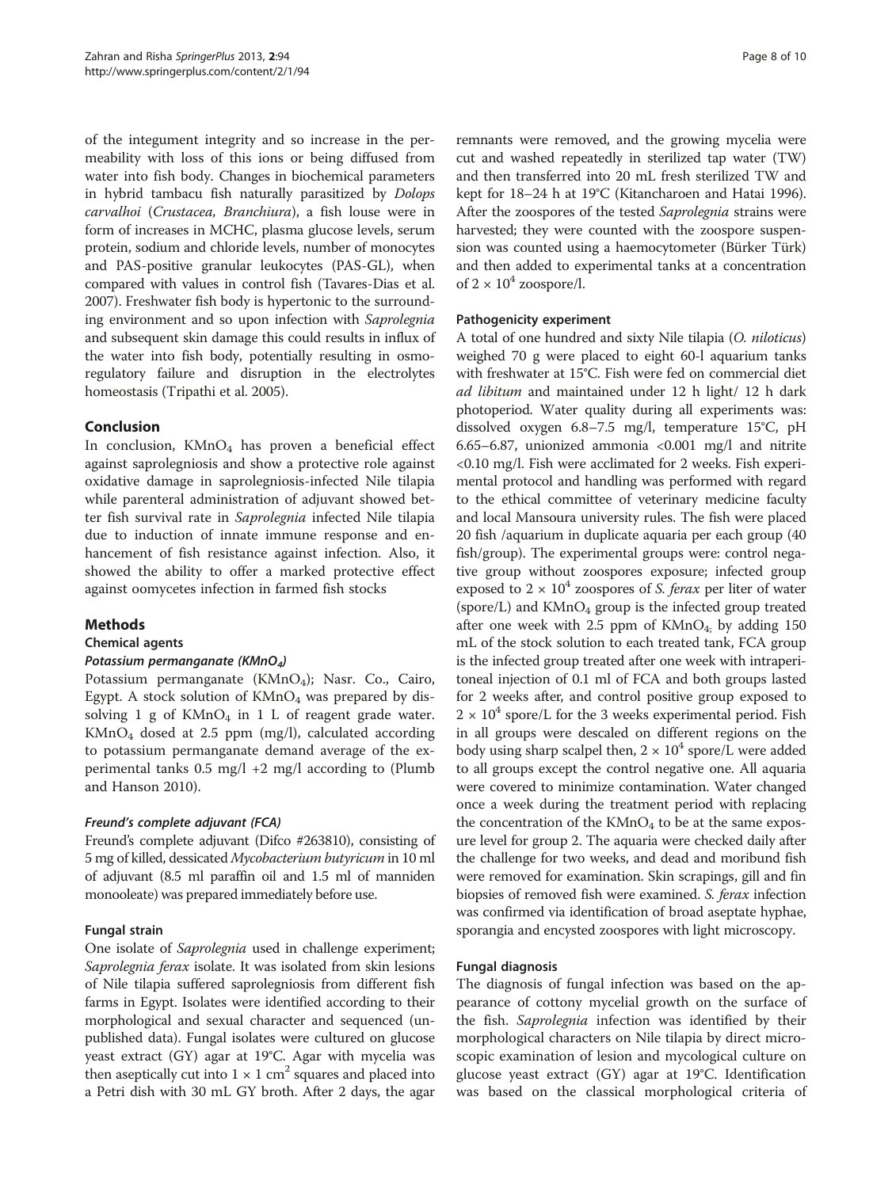of the integument integrity and so increase in the permeability with loss of this ions or being diffused from water into fish body. Changes in biochemical parameters in hybrid tambacu fish naturally parasitized by *Dolops carvalhoi* (*Crustacea, Branchiura*), a fish louse were in form of increases in MCHC, plasma glucose levels, serum protein, sodium and chloride levels, number of monocytes and PAS-positive granular leukocytes (PAS-GL), when compared with values in control fish (Tavares-Dias et al. 2007). Freshwater fish body is hypertonic to the surrounding environment and so upon infection with *Saprolegnia* and subsequent skin damage this could results in influx of the water into fish body, potentially resulting in osmoregulatory failure and disruption in the electrolytes homeostasis (Tripathi et al. 2005).

## Conclusion

In conclusion, $KMnO_4$ has proven a beneficial effect against saprolegniosis and show a protective role against oxidative damage in saprolegniosis-infected Nile tilapia while parenteral administration of adjuvant showed better fish survival rate in *Saprolegnia* infected Nile tilapia due to induction of innate immune response and enhancement of fish resistance against infection. Also, it showed the ability to offer a marked protective effect against oomycetes infection in farmed fish stocks

## Methods

### Chemical agents

#### *Potassium permanganate ($KMnO_4$)*

Potassium permanganate ($KMnO_4$); Nasr. Co., Cairo, Egypt. A stock solution of $KMnO_4$ was prepared by dissolving 1 g of $KMnO_4$ in 1 L of reagent grade water. $KMnO_4$ dosed at 2.5 ppm (mg/l), calculated according to potassium permanganate demand average of the experimental tanks 0.5 mg/l +2 mg/l according to (Plumb and Hanson 2010).

#### *Freund's complete adjuvant (FCA)*

Freund's complete adjuvant (Difco #263810), consisting of 5 mg of killed, dessicated *Mycobacterium butyricum* in 10 ml of adjuvant (8.5 ml paraffin oil and 1.5 ml of manniden monooleate) was prepared immediately before use.

### Fungal strain

One isolate of *Saprolegnia* used in challenge experiment; *Saprolegnia ferax* isolate. It was isolated from skin lesions of Nile tilapia suffered saprolegniosis from different fish farms in Egypt. Isolates were identified according to their morphological and sexual character and sequenced (unpublished data). Fungal isolates were cultured on glucose yeast extract (GY) agar at 19°C. Agar with mycelia was then aseptically cut into $1 \times 1$ $cm^2$ squares and placed into a Petri dish with 30 mL GY broth. After 2 days, the agar remnants were removed, and the growing mycelia were cut and washed repeatedly in sterilized tap water (TW) and then transferred into 20 mL fresh sterilized TW and kept for 18–24 h at 19°C (Kitancharoen and Hatai 1996). After the zoospores of the tested *Saprolegnia* strains were harvested; they were counted with the zoospore suspension was counted using a haemocytometer (Bürker Türk) and then added to experimental tanks at a concentration of $2 \times 10^4$ zoospore/l.

### Pathogenicity experiment

A total of one hundred and sixty Nile tilapia (*O. niloticus*) weighed 70 g were placed to eight 60-l aquarium tanks with freshwater at 15°C. Fish were fed on commercial diet *ad libitum* and maintained under 12 h light/ 12 h dark photoperiod. Water quality during all experiments was: dissolved oxygen 6.8–7.5 mg/l, temperature 15°C, pH 6.65–6.87, unionized ammonia <0.001 mg/l and nitrite <0.10 mg/l. Fish were acclimated for 2 weeks. Fish experimental protocol and handling was performed with regard to the ethical committee of veterinary medicine faculty and local Mansoura university rules. The fish were placed 20 fish /aquarium in duplicate aquaria per each group (40 fish/group). The experimental groups were: control negative group without zoospores exposure; infected group exposed to $2 \times 10^4$ zoospores of *S. ferax* per liter of water (spore/L) and $KMnO_4$ group is the infected group treated after one week with 2.5 ppm of $KMnO_4$; by adding 150 mL of the stock solution to each treated tank, FCA group is the infected group treated after one week with intraperitoneal injection of 0.1 ml of FCA and both groups lasted for 2 weeks after, and control positive group exposed to $2 \times 10^4$ spore/L for the 3 weeks experimental period. Fish in all groups were descaled on different regions on the body using sharp scalpel then, $2 \times 10^4$ spore/L were added to all groups except the control negative one. All aquaria were covered to minimize contamination. Water changed once a week during the treatment period with replacing the concentration of the $KMnO_4$ to be at the same exposure level for group 2. The aquaria were checked daily after the challenge for two weeks, and dead and moribund fish were removed for examination. Skin scrapings, gill and fin biopsies of removed fish were examined. *S. ferax* infection was confirmed via identification of broad aseptate hyphae, sporangia and encysted zoospores with light microscopy.

### Fungal diagnosis

The diagnosis of fungal infection was based on the appearance of cottony mycelial growth on the surface of the fish. *Saprolegnia* infection was identified by their morphological characters on Nile tilapia by direct microscopic examination of lesion and mycological culture on glucose yeast extract (GY) agar at 19°C. Identification was based on the classical morphological criteria of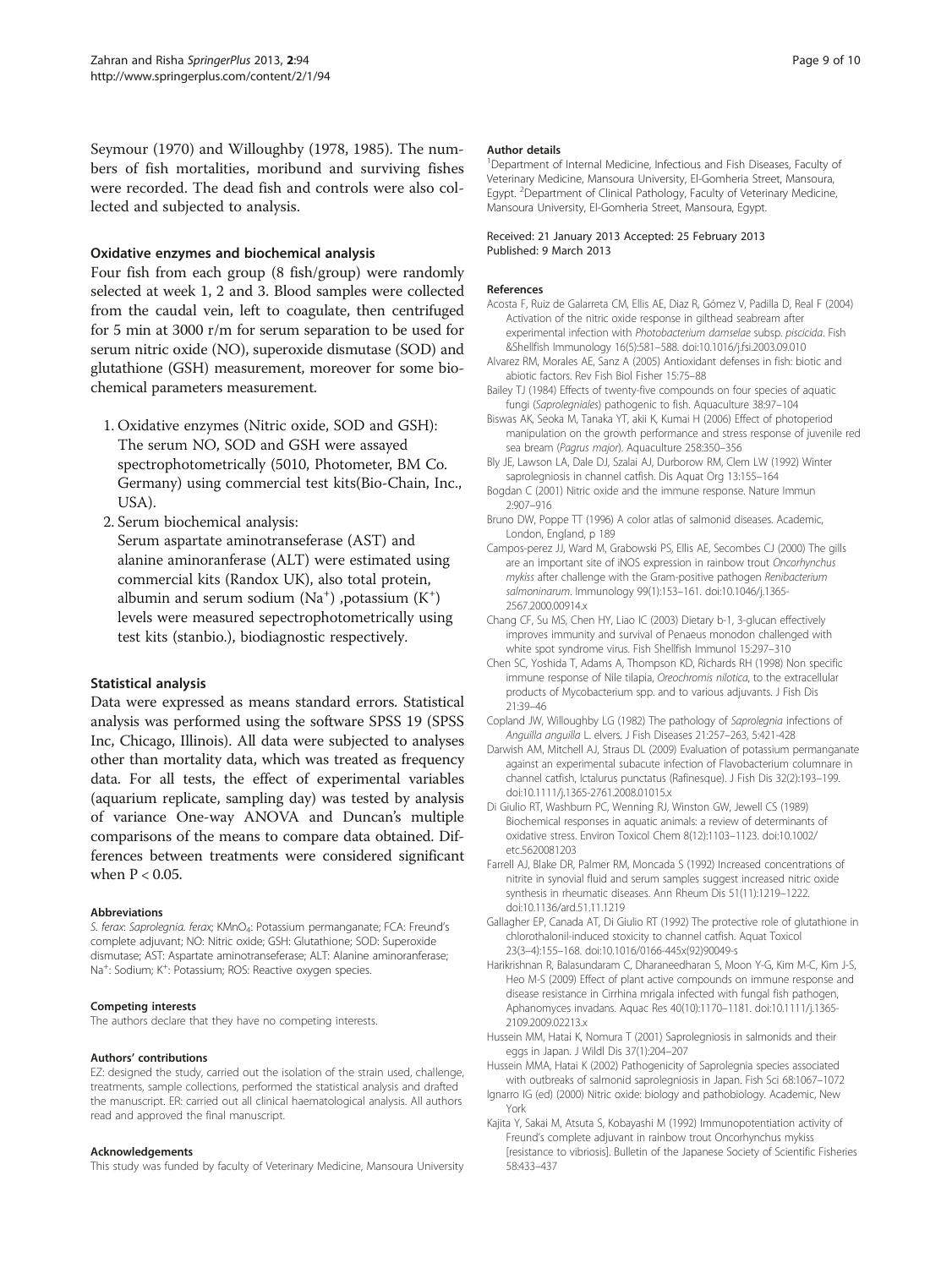Seymour (1970) and Willoughby (1978, 1985). The numbers of fish mortalities, moribund and surviving fishes were recorded. The dead fish and controls were also collected and subjected to analysis.

### Oxidative enzymes and biochemical analysis

Four fish from each group (8 fish/group) were randomly selected at week 1, 2 and 3. Blood samples were collected from the caudal vein, left to coagulate, then centrifuged for 5 min at 3000 r/m for serum separation to be used for serum nitric oxide (NO), superoxide dismutase (SOD) and glutathione (GSH) measurement, moreover for some biochemical parameters measurement.

1. Oxidative enzymes (Nitric oxide, SOD and GSH): The serum NO, SOD and GSH were assayed spectrophotometrically (5010, Photometer, BM Co. Germany) using commercial test kits(Bio-Chain, Inc., USA).
2. Serum biochemical analysis: Serum aspartate aminotranseferase (AST) and alanine aminoranferase (ALT) were estimated using commercial kits (Randox UK), also total protein, albumin and serum sodium ($Na^+$) ,potassium ($K^+$) levels were measured sepectrophotometrically using test kits (stanbio.), biodiagnostic respectively.

### Statistical analysis

Data were expressed as means standard errors. Statistical analysis was performed using the software SPSS 19 (SPSS Inc, Chicago, Illinois). All data were subjected to analyses other than mortality data, which was treated as frequency data. For all tests, the effect of experimental variables (aquarium replicate, sampling day) was tested by analysis of variance One-way ANOVA and Duncan's multiple comparisons of the means to compare data obtained. Differences between treatments were considered significant when $P < 0.05$.

#### Abbreviations

*S. ferax*: *Saprolegnia. ferax*; $KMnO_4$: Potassium permanganate; FCA: Freund's complete adjuvant; NO: Nitric oxide; GSH: Glutathione; SOD: Superoxide dismutase; AST: Aspartate aminotranseferase; ALT: Alanine aminoranferase; $Na^+$: Sodium; $K^+$: Potassium; ROS: Reactive oxygen species.

#### Competing interests

The authors declare that they have no competing interests.

#### Authors' contributions

EZ: designed the study, carried out the isolation of the strain used, challenge, treatments, sample collections, performed the statistical analysis and drafted the manuscript. ER: carried out all clinical haematological analysis. All authors read and approved the final manuscript.

#### Acknowledgements

This study was funded by faculty of Veterinary Medicine, Mansoura University

#### Author details

[1]Department of Internal Medicine, Infectious and Fish Diseases, Faculty of Veterinary Medicine, Mansoura University, El-Gomheria Street, Mansoura, Egypt. [2]Department of Clinical Pathology, Faculty of Veterinary Medicine, Mansoura University, El-Gomheria Street, Mansoura, Egypt.

Received: 21 January 2013 Accepted: 25 February 2013
Published: 9 March 2013

#### References

Acosta F, Ruiz de Galarreta CM, Ellis AE, Diaz R, Gómez V, Padilla D, Real F (2004) Activation of the nitric oxide response in gilthead seabream after experimental infection with *Photobacterium damselae* subsp. *piscicida*. Fish &Shellfish Immunology 16(5):581–588. doi:10.1016/j.fsi.2003.09.010

Alvarez RM, Morales AE, Sanz A (2005) Antioxidant defenses in fish: biotic and abiotic factors. Rev Fish Biol Fisher 15:75–88

Bailey TJ (1984) Effects of twenty-five compounds on four species of aquatic fungi (*Saprolegniales*) pathogenic to fish. Aquaculture 38:97–104

Biswas AK, Seoka M, Tanaka YT, akii K, Kumai H (2006) Effect of photoperiod manipulation on the growth performance and stress response of juvenile red sea bream (*Pagrus major*). Aquaculture 258:350–356

Bly JE, Lawson LA, Dale DJ, Szalai AJ, Durborow RM, Clem LW (1992) Winter saprolegniosis in channel catfish. Dis Aquat Org 13:155–164

Bogdan C (2001) Nitric oxide and the immune response. Nature Immun 2:907–916

Bruno DW, Poppe TT (1996) A color atlas of salmonid diseases. Academic, London, England, p 189

Campos-perez JJ, Ward M, Grabowski PS, Ellis AE, Secombes CJ (2000) The gills are an important site of iNOS expression in rainbow trout *Oncorhynchus mykiss* after challenge with the Gram-positive pathogen *Renibacterium salmoninarum*. Immunology 99(1):153–161. doi:10.1046/j.1365-2567.2000.00914.x

Chang CF, Su MS, Chen HY, Liao IC (2003) Dietary b-1, 3-glucan effectively improves immunity and survival of Penaeus monodon challenged with white spot syndrome virus. Fish Shellfish Immunol 15:297–310

Chen SC, Yoshida T, Adams A, Thompson KD, Richards RH (1998) Non specific immune response of Nile tilapia, *Oreochromis nilotica*, to the extracellular products of Mycobacterium spp. and to various adjuvants. J Fish Dis 21:39–46

Copland JW, Willoughby LG (1982) The pathology of *Saprolegnia* infections of *Anguilla anguilla* L. elvers. J Fish Diseases 21:257–263, 5:421-428

Darwish AM, Mitchell AJ, Straus DL (2009) Evaluation of potassium permanganate against an experimental subacute infection of Flavobacterium columnare in channel catfish, Ictalurus punctatus (Rafinesque). J Fish Dis 32(2):193–199. doi:10.1111/j.1365-2761.2008.01015.x

Di Giulio RT, Washburn PC, Wenning RJ, Winston GW, Jewell CS (1989) Biochemical responses in aquatic animals: a review of determinants of oxidative stress. Environ Toxicol Chem 8(12):1103–1123. doi:10.1002/etc.5620081203

Farrell AJ, Blake DR, Palmer RM, Moncada S (1992) Increased concentrations of nitrite in synovial fluid and serum samples suggest increased nitric oxide synthesis in rheumatic diseases. Ann Rheum Dis 51(11):1219–1222. doi:10.1136/ard.51.11.1219

Gallagher EP, Canada AT, Di Giulio RT (1992) The protective role of glutathione in chlorothalonil-induced toxicity to channel catfish. Aquat Toxicol 23(3–4):155–168. doi:10.1016/0166-445x(92)90049-s

Harikrishnan R, Balasundaram C, Dharaneedharan S, Moon Y-G, Kim M-C, Kim J-S, Heo M-S (2009) Effect of plant active compounds on immune response and disease resistance in Cirrhina mrigala infected with fungal fish pathogen, Aphanomyces invadans. Aquac Res 40(10):1170–1181. doi:10.1111/j.1365-2109.2009.02213.x

Hussein MM, Hatai K, Nomura T (2001) Saprolegniosis in salmonids and their eggs in Japan. J Wildl Dis 37(1):204–207

Hussein MMA, Hatai K (2002) Pathogenicity of Saprolegnia species associated with outbreaks of salmonid saprolegniosis in Japan. Fish Sci 68:1067–1072

Ignarro IG (ed) (2000) Nitric oxide: biology and pathobiology. Academic, New York

Kajita Y, Sakai M, Atsuta S, Kobayashi M (1992) Immunopotentiation activity of Freund's complete adjuvant in rainbow trout Oncorhynchus mykiss [resistance to vibriosis]. Bulletin of the Japanese Society of Scientific Fisheries 58:433–437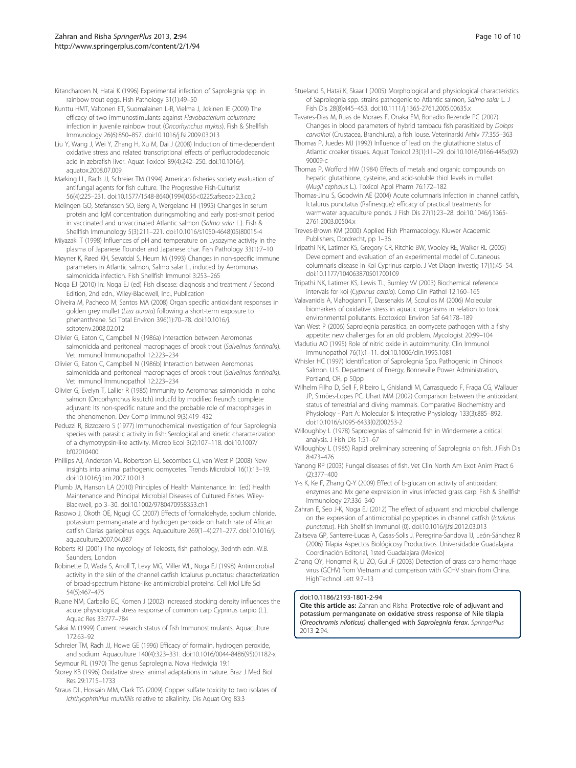Kitancharoen N, Hatai K (1996) Experimental infection of Saprolegnia spp. in rainbow trout eggs. Fish Pathology 31(1):49–50

Kunttu HMT, Valtonen ET, Suomalainen L-R, Vielma J, Jokinen IE (2009) The efficacy of two immunostimulants against *Flavobacterium columnare* infection in juvenile rainbow trout (*Oncorhynchus mykiss*). Fish & Shellfish Immunology 26(6):850–857. doi:10.1016/j.fsi.2009.03.013

Liu Y, Wang J, Wei Y, Zhang H, Xu M, Dai J (2008) Induction of time-dependent oxidative stress and related transcriptional effects of perfluorododecanoic acid in zebrafish liver. Aquat Toxicol 89(4):242–250. doi:10.1016/j.aquatox.2008.07.009

Marking LL, Rach JJ, Schreier TM (1994) American fisheries society evaluation of antifungal agents for fish culture. The Progressive Fish-Culturist 56(4):225–231. doi:10.1577/1548-8640(1994)056<0225:afseoa>2.3.co;2

Melingen GO, Stefansson SO, Berg A, Wergeland HI (1995) Changes in serum protein and IgM concentration duringsmolting and early post-smolt period in vaccinated and unvaccinated Atlantic salmon (*Salmo salar* L.). Fish & Shellfish Immunology 5(3):211–221. doi:10.1016/s1050-4648(05)80015-4

Miyazaki T (1998) Influences of pH and temperature on Lysozyme activity in the plasma of Japanese flounder and Japanese char. Fish Pathology 33(1):7–10

Møyner K, Røed KH, Sevatdal S, Heum M (1993) Changes in non-specific immune parameters in Atlantic salmon, Salmo salar L., induced by Aeromonas salmonicida infection. Fish Shellfish Immunol 3:253–265

Noga EJ (2010) In: Noga EJ (ed) Fish disease: diagnosis and treatment / Second Edition, 2nd edn., Wiley-Blackwell, Inc., Publication

Oliveira M, Pacheco M, Santos MA (2008) Organ specific antioxidant responses in golden grey mullet (*Liza aurata*) following a short-term exposure to phenanthrene. Sci Total Environ 396(1):70–78. doi:10.1016/j.scitotenv.2008.02.012

Olivier G, Eaton C, Campbell N (1986a) Interaction between Aeromonas salmonicida and peritoneal macrophages of brook trout (*Salvelinus fontinalis*). Vet Immunol Immunopathol 12:223–234

Olivier G, Eaton C, Campbell N (1986b) Interaction between Aeromonas salmonicida and peritoneal macrophages of brook trout (*Salvelinus fontinalis*). Vet Immunol Immunopathol 12:223–234

Olivier G, Evelyn T, Lallier R (1985) Immunity to Aeromonas salmonicida in coho salmon (Oncorhynchus kisutch) inducfd by modified freund's complete adjuvant: Its non-specific nature and the probable role of macrophages in the phenomenon. Dev Comp Immunol 9(3):419–432

Peduzzi R, Bizzozero S (1977) Immunochemical investigation of four Saprolegnia species with parasitic activity in fish: Serological and kinetic characterization of a chymotrypsin-like activity. Microb Ecol 3(2):107–118. doi:10.1007/bf02010400

Phillips AJ, Anderson VL, Robertson EJ, Secombes CJ, van West P (2008) New insights into animal pathogenic oomycetes. Trends Microbiol 16(1):13–19. doi:10.1016/j.tim.2007.10.013

Plumb JA, Hanson LA (2010) Principles of Health Maintenance. In: (ed) Health Maintenance and Principal Microbial Diseases of Cultured Fishes. Wiley-Blackwell, pp 3–30. doi:10.1002/9780470958353.ch1

Rasowo J, Okoth OE, Ngugi CC (2007) Effects of formaldehyde, sodium chloride, potassium permanganate and hydrogen peroxide on hatch rate of African catfish Clarias gariepinus eggs. Aquaculture 269(1–4):271–277. doi:10.1016/j.aquaculture.2007.04.087

Roberts RJ (2001) The mycology of Teleosts, fish pathology, 3ednth edn. W.B. Saunders, London

Robinette D, Wada S, Arroll T, Levy MG, Miller WL, Noga EJ (1998) Antimicrobial activity in the skin of the channel catfish Ictalurus punctatus: characterization of broad-spectrum histone-like antimicrobial proteins. Cell Mol Life Sci 54(5):467–475

Ruane NM, Carballo EC, Komen J (2002) Increased stocking density influences the acute physiological stress response of common carp Cyprinus carpio (L.). Aquac Res 33:777–784

Sakai M (1999) Current research status of fish Immunostimulants. Aquaculture 172:63–92

Schreier TM, Rach JJ, Howe GE (1996) Efficacy of formalin, hydrogen peroxide, and sodium. Aquaculture 140(4):323–331. doi:10.1016/0044-8486(95)01182-x

Seymour RL (1970) The genus Saprolegnia. Nova Hedwigia 19:1

Storey KB (1996) Oxidative stress: animal adaptations in nature. Braz J Med Biol Res 29:1715–1733

Straus DL, Hossain MM, Clark TG (2009) Copper sulfate toxicity to two isolates of *Ichthyophthirius multifiliis* relative to alkalinity. Dis Aquat Org 83:3

Stueland S, Hatai K, Skaar I (2005) Morphological and physiological characteristics of Saprolegnia spp. strains pathogenic to Atlantic salmon, *Salmo salar* L. J Fish Dis 28(8):445–453. doi:10.1111/j.1365-2761.2005.00635.x

Tavares-Dias M, Ruas de Moraes F, Onaka EM, Bonadio Rezende PC (2007) Changes in blood parameters of hybrid tambacu fish parasitized by *Dolops carvalhoi* (Crustacea, Branchiura), a fish louse. Veterinarski Arhiv 77:355–363

Thomas P, Juedes MJ (1992) Influence of lead on the glutathione status of Atlantic croaker tissues. Aquat Toxicol 23(1):11–29. doi:10.1016/0166-445x(92)90009-c

Thomas P, Wofford HW (1984) Effects of metals and organic compounds on hepatic glutathione, cysteine, and acid-soluble thiol levels in mullet (*Mugil cephalus* L.). Toxicol Appl Pharm 76:172–182

Thomas-Jinu S, Goodwin AE (2004) Acute columnaris infection in channel catfish, Ictalurus punctatus (Rafinesque): efficacy of practical treatments for warmwater aquaculture ponds. J Fish Dis 27(1):23–28. doi:10.1046/j.1365-2761.2003.00504.x

Treves-Brown KM (2000) Applied Fish Pharmacology. Kluwer Academic Publishers, Dordrecht, pp 1–36

Tripathi NK, Latimer KS, Gregory CR, Ritchie BW, Wooley RE, Walker RL (2005) Development and evaluation of an experimental model of Cutaneous columnaris disease in Koi Cyprinus carpio. J Vet Diagn Investig 17(1):45–54. doi:10.1177/104063870501700109

Tripathi NK, Latimer KS, Lewis TL, Burnley VV (2003) Biochemical reference intervals for koi (*Cyprinus carpio*). Comp Clin Pathol 12:160–165

Valavanidis A, Vlahogianni T, Dassenakis M, Scoullos M (2006) Molecular biomarkers of oxidative stress in aquatic organisms in relation to toxic ehvironmental pollutants. Ecotoxicol Environ Saf 64:178–189

Van West P (2006) Saprolegnia parasitica, an oomycete pathogen with a fishy appetite: new challenges for an old problem. Mycologist 20:99–104

Vladutiu AO (1995) Role of nitric oxide in autoimmunity. Clin Immunol Immunopathol 76(1):1–11. doi:10.1006/clin.1995.1081

Whisler HC (1997) Identification of Saprolegnia Spp. Pathogenic in Chinook Salmon. U.S. Department of Energy, Bonneville Power Administration, Portland, OR, p 50pp

Wilhelm Filho D, Sell F, Ribeiro L, Ghislandi M, Carrasquedo F, Fraga CG, Wallauer JP, Simões-Lopes PC, Uhart MM (2002) Comparison between the antioxidant status of terrestrial and diving mammals. Comparative Biochemistry and Physiology - Part A: Molecular & Integrative Physiology 133(3):885–892. doi:10.1016/s1095-6433(02)00253-2

Willoughby L (1978) Saprolegnias of salmonid fish in Windermere: a critical analysis. J Fish Dis 1:51–67

Willoughby L (1985) Rapid preliminary screening of Saprolegnia on fish. J Fish Dis 8:473–476

Yanong RP (2003) Fungal diseases of fish. Vet Clin North Am Exot Anim Pract 6 (2):377–400

Y-s K, Ke F, Zhang Q-Y (2009) Effect of b-glucan on activity of antioxidant enzymes and Mx gene expression in virus infected grass carp. Fish & Shellfish Immunology 27:336–340

Zahran E, Seo J-K, Noga EJ (2012) The effect of adjuvant and microbial challenge on the expression of antimicrobial polypeptides in channel catfish (*Ictalurus punctatus*). Fish Shellfish Immunol (0). doi:10.1016/j.fsi.2012.03.013

Zaitseva GP, Santerre-Lucas A, Casas-Solis J, Peregrina-Sandova IJ, León-Sánchez R (2006) Tilapia Aspectos Biológicosy Productivos. Universidadde Guadalajara Coordinación Editorial, 1sted Guadalajara (Mexico)

Zhang QY, Hongmei R, Li ZQ, Gui JF (2003) Detection of grass carp hemorrhage virus (GCHV) from Vietnam and comparison with GCHV strain from China. HighTechnol Lett 9:7–13

doi:10.1186/2193-1801-2-94

**Cite this article as:** Zahran and Risha: **Protective role of adjuvant and potassium permanganate on oxidative stress response of Nile tilapia (*Oreochromis niloticus*) challenged with *Saprolegnia ferax*.** *SpringerPlus* 2013 **2**:94.